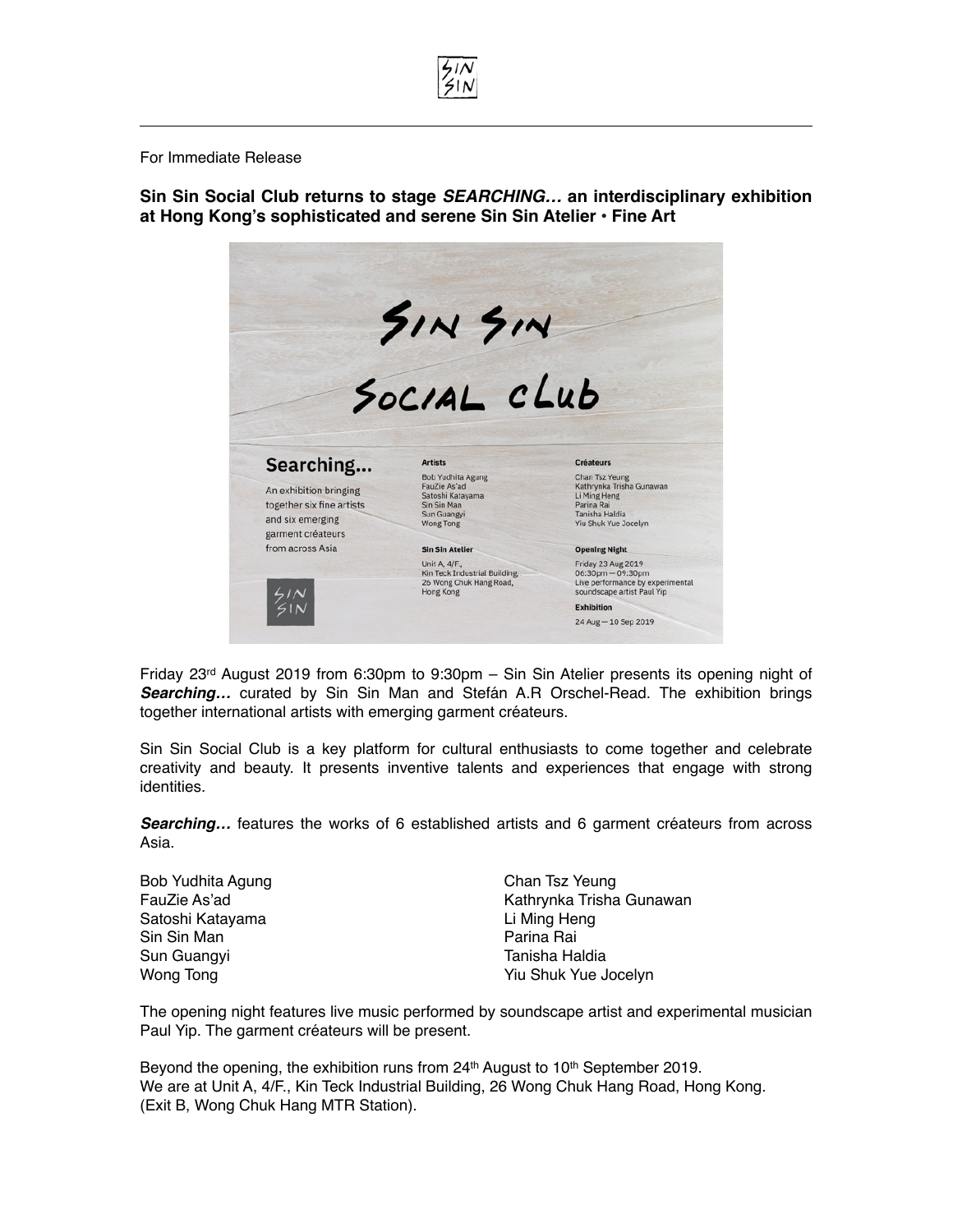For Immediate Release

**Sin Sin Social Club returns to stage *SEARCHING…* an interdisciplinary exhibition at Hong Kong's sophisticated and serene Sin Sin Atelier • Fine Art**

Friday 23rd August 2019 from 6:30pm to 9:30pm – Sin Sin Atelier presents its opening night of ***Searching…*** curated by Sin Sin Man and Stefán A.R Orschel-Read. The exhibition brings together international artists with emerging garment créateurs.

Sin Sin Social Club is a key platform for cultural enthusiasts to come together and celebrate creativity and beauty. It presents inventive talents and experiences that engage with strong identities.

***Searching…*** features the works of 6 established artists and 6 garment créateurs from across Asia.

Bob Yudhita Agung
FauZie As'ad
Satoshi Katayama
Sin Sin Man
Sun Guangyi
Wong Tong

Chan Tsz Yeung
Kathrynka Trisha Gunawan
Li Ming Heng
Parina Rai
Tanisha Haldia
Yiu Shuk Yue Jocelyn

The opening night features live music performed by soundscape artist and experimental musician Paul Yip. The garment créateurs will be present.

Beyond the opening, the exhibition runs from 24th August to 10th September 2019.
We are at Unit A, 4/F., Kin Teck Industrial Building, 26 Wong Chuk Hang Road, Hong Kong.
(Exit B, Wong Chuk Hang MTR Station).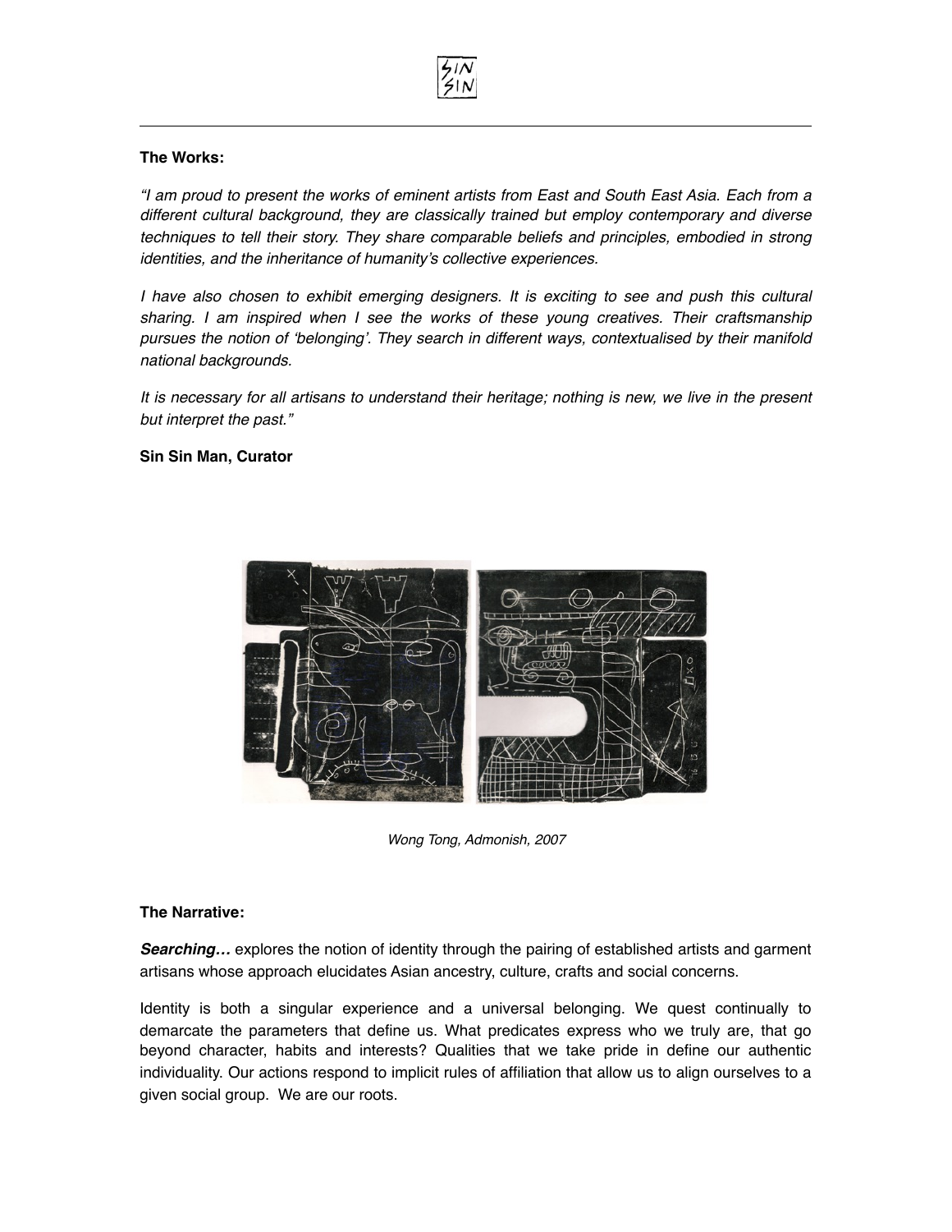**The Works:**

*"I am proud to present the works of eminent artists from East and South East Asia. Each from a different cultural background, they are classically trained but employ contemporary and diverse techniques to tell their story. They share comparable beliefs and principles, embodied in strong identities, and the inheritance of humanity's collective experiences.*

*I have also chosen to exhibit emerging designers. It is exciting to see and push this cultural sharing. I am inspired when I see the works of these young creatives. Their craftsmanship pursues the notion of 'belonging'. They search in different ways, contextualised by their manifold national backgrounds.*

*It is necessary for all artisans to understand their heritage; nothing is new, we live in the present but interpret the past."*

**Sin Sin Man, Curator**

*Wong Tong, Admonish, 2007*

**The Narrative:**

***Searching…*** explores the notion of identity through the pairing of established artists and garment artisans whose approach elucidates Asian ancestry, culture, crafts and social concerns.

Identity is both a singular experience and a universal belonging. We quest continually to demarcate the parameters that define us. What predicates express who we truly are, that go beyond character, habits and interests? Qualities that we take pride in define our authentic individuality. Our actions respond to implicit rules of affiliation that allow us to align ourselves to a given social group. We are our roots.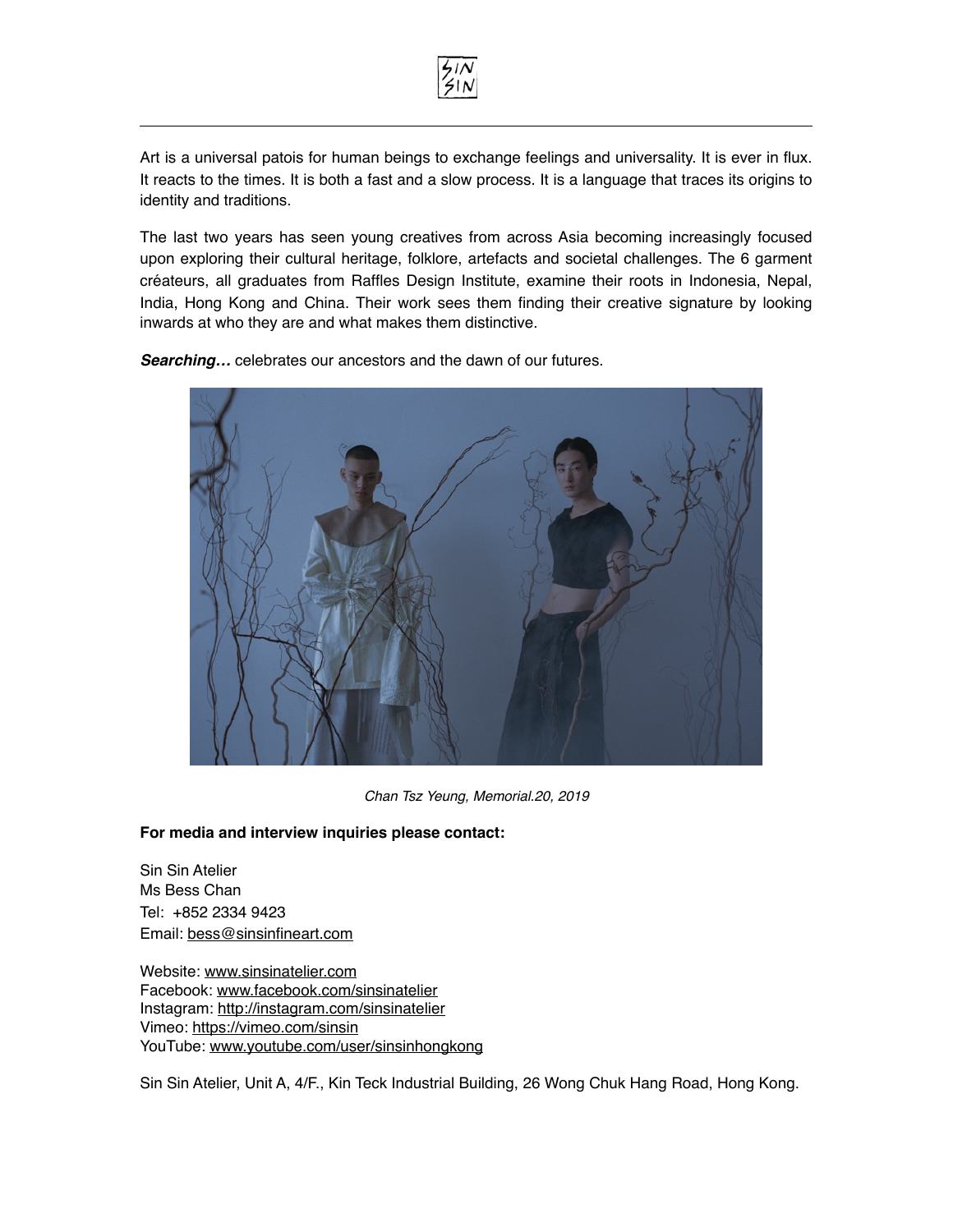Art is a universal patois for human beings to exchange feelings and universality. It is ever in flux. It reacts to the times. It is both a fast and a slow process. It is a language that traces its origins to identity and traditions.

The last two years has seen young creatives from across Asia becoming increasingly focused upon exploring their cultural heritage, folklore, artefacts and societal challenges. The 6 garment créateurs, all graduates from Raffles Design Institute, examine their roots in Indonesia, Nepal, India, Hong Kong and China. Their work sees them finding their creative signature by looking inwards at who they are and what makes them distinctive.

***Searching…*** celebrates our ancestors and the dawn of our futures.

*Chan Tsz Yeung, Memorial.20, 2019*

**For media and interview inquiries please contact:**

Sin Sin Atelier
Ms Bess Chan
Tel: +852 2334 9423
Email: bess@sinsinfineart.com

Website: www.sinsinatelier.com
Facebook: www.facebook.com/sinsinatelier
Instagram: http://instagram.com/sinsinatelier
Vimeo: https://vimeo.com/sinsin
YouTube: www.youtube.com/user/sinsinhongkong

Sin Sin Atelier, Unit A, 4/F., Kin Teck Industrial Building, 26 Wong Chuk Hang Road, Hong Kong.